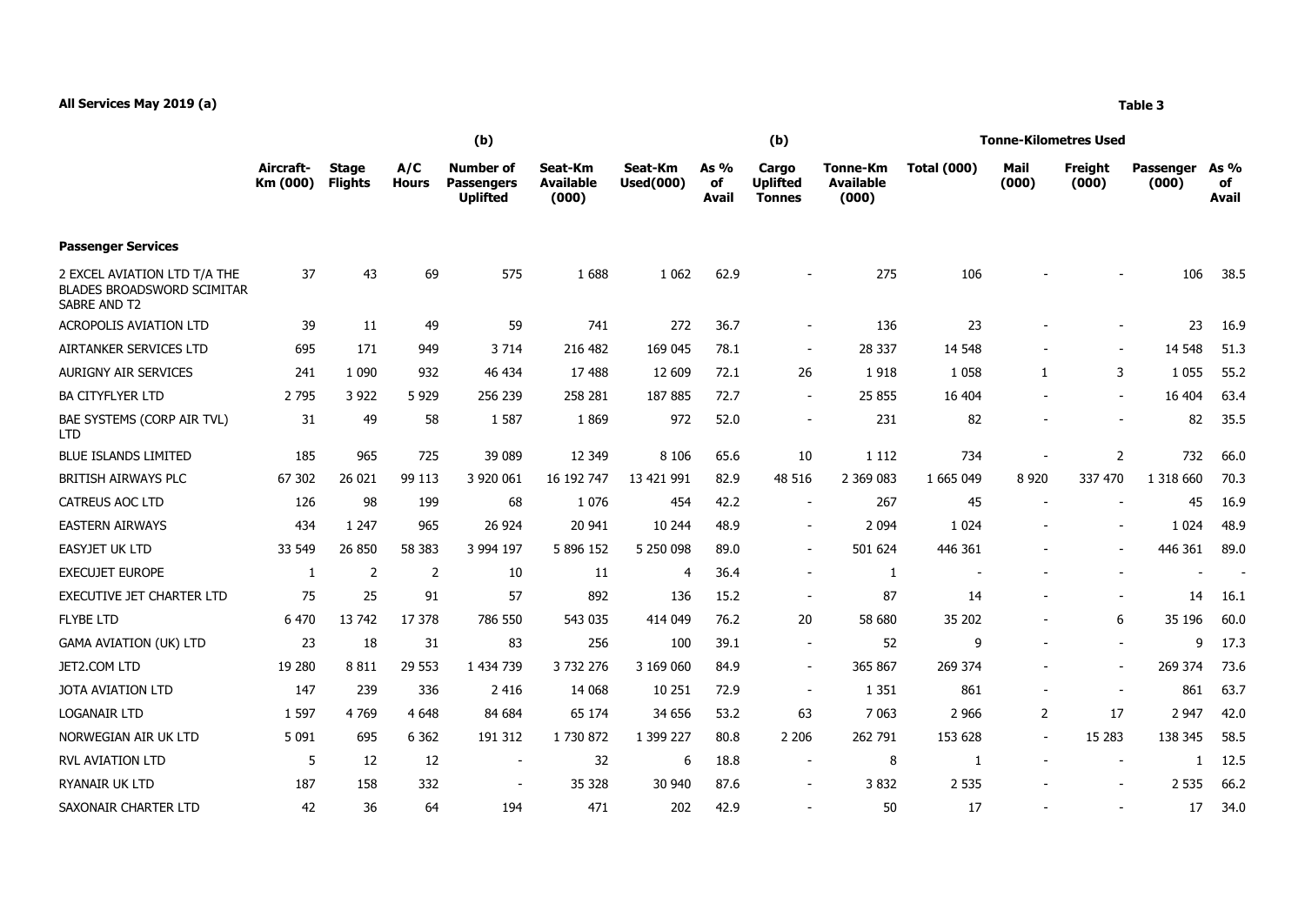**All Services May 2019 (a)**

**Table 3**

| | Aircraft-Km (000) | Stage Flights | A/C Hours | (b) Number of Passengers Uplifted | Seat-Km Available (000) | Seat-Km Used(000) | As % of Avail | (b) Cargo Uplifted Tonnes | Tonne-Km Available (000) | Tonne-Kilometres Used Total (000) | Mail (000) | Freight (000) | Passenger (000) | As % of Avail |
|---|---|---|---|---|---|---|---|---|---|---|---|---|---|---|
| **Passenger Services** | | | | | | | | | | | | | | |
| 2 EXCEL AVIATION LTD T/A THE BLADES BROADSWORD SCIMITAR SABRE AND T2 | 37 | 43 | 69 | 575 | 1 688 | 1 062 | 62.9 | - | 275 | 106 | - | - | 106 | 38.5 |
| ACROPOLIS AVIATION LTD | 39 | 11 | 49 | 59 | 741 | 272 | 36.7 | - | 136 | 23 | - | - | 23 | 16.9 |
| AIRTANKER SERVICES LTD | 695 | 171 | 949 | 3 714 | 216 482 | 169 045 | 78.1 | - | 28 337 | 14 548 | - | - | 14 548 | 51.3 |
| AURIGNY AIR SERVICES | 241 | 1 090 | 932 | 46 434 | 17 488 | 12 609 | 72.1 | 26 | 1 918 | 1 058 | 1 | 3 | 1 055 | 55.2 |
| BA CITYFLYER LTD | 2 795 | 3 922 | 5 929 | 256 239 | 258 281 | 187 885 | 72.7 | - | 25 855 | 16 404 | - | - | 16 404 | 63.4 |
| BAE SYSTEMS (CORP AIR TVL) LTD | 31 | 49 | 58 | 1 587 | 1 869 | 972 | 52.0 | - | 231 | 82 | - | - | 82 | 35.5 |
| BLUE ISLANDS LIMITED | 185 | 965 | 725 | 39 089 | 12 349 | 8 106 | 65.6 | 10 | 1 112 | 734 | - | 2 | 732 | 66.0 |
| BRITISH AIRWAYS PLC | 67 302 | 26 021 | 99 113 | 3 920 061 | 16 192 747 | 13 421 991 | 82.9 | 48 516 | 2 369 083 | 1 665 049 | 8 920 | 337 470 | 1 318 660 | 70.3 |
| CATREUS AOC LTD | 126 | 98 | 199 | 68 | 1 076 | 454 | 42.2 | - | 267 | 45 | - | - | 45 | 16.9 |
| EASTERN AIRWAYS | 434 | 1 247 | 965 | 26 924 | 20 941 | 10 244 | 48.9 | - | 2 094 | 1 024 | - | - | 1 024 | 48.9 |
| EASYJET UK LTD | 33 549 | 26 850 | 58 383 | 3 994 197 | 5 896 152 | 5 250 098 | 89.0 | - | 501 624 | 446 361 | - | - | 446 361 | 89.0 |
| EXECUJET EUROPE | 1 | 2 | 2 | 10 | 11 | 4 | 36.4 | - | 1 | - | - | - | - | - |
| EXECUTIVE JET CHARTER LTD | 75 | 25 | 91 | 57 | 892 | 136 | 15.2 | - | 87 | 14 | - | - | 14 | 16.1 |
| FLYBE LTD | 6 470 | 13 742 | 17 378 | 786 550 | 543 035 | 414 049 | 76.2 | 20 | 58 680 | 35 202 | - | 6 | 35 196 | 60.0 |
| GAMA AVIATION (UK) LTD | 23 | 18 | 31 | 83 | 256 | 100 | 39.1 | - | 52 | 9 | - | - | 9 | 17.3 |
| JET2.COM LTD | 19 280 | 8 811 | 29 553 | 1 434 739 | 3 732 276 | 3 169 060 | 84.9 | - | 365 867 | 269 374 | - | - | 269 374 | 73.6 |
| JOTA AVIATION LTD | 147 | 239 | 336 | 2 416 | 14 068 | 10 251 | 72.9 | - | 1 351 | 861 | - | - | 861 | 63.7 |
| LOGANAIR LTD | 1 597 | 4 769 | 4 648 | 84 684 | 65 174 | 34 656 | 53.2 | 63 | 7 063 | 2 966 | 2 | 17 | 2 947 | 42.0 |
| NORWEGIAN AIR UK LTD | 5 091 | 695 | 6 362 | 191 312 | 1 730 872 | 1 399 227 | 80.8 | 2 206 | 262 791 | 153 628 | - | 15 283 | 138 345 | 58.5 |
| RVL AVIATION LTD | 5 | 12 | 12 | - | 32 | 6 | 18.8 | - | 8 | 1 | - | - | 1 | 12.5 |
| RYANAIR UK LTD | 187 | 158 | 332 | - | 35 328 | 30 940 | 87.6 | - | 3 832 | 2 535 | - | - | 2 535 | 66.2 |
| SAXONAIR CHARTER LTD | 42 | 36 | 64 | 194 | 471 | 202 | 42.9 | - | 50 | 17 | - | - | 17 | 34.0 |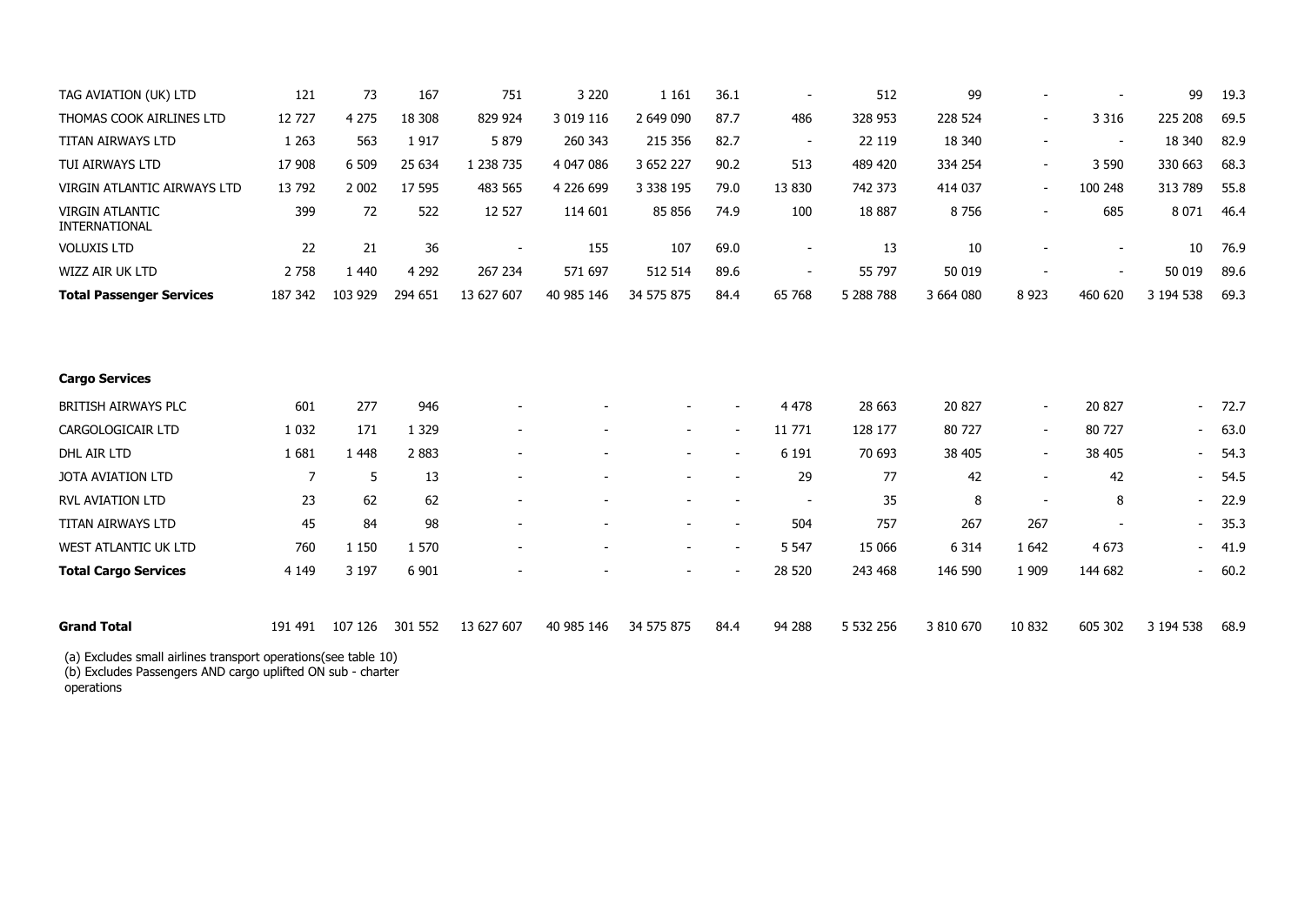| | | | | | | | | | | | | | | |
|---|---|---|---|---|---|---|---|---|---|---|---|---|---|---|
| TAG AVIATION (UK) LTD | 121 | 73 | 167 | 751 | 3 220 | 1 161 | 36.1 | - | 512 | 99 | - | - | 99 | 19.3 |
| THOMAS COOK AIRLINES LTD | 12 727 | 4 275 | 18 308 | 829 924 | 3 019 116 | 2 649 090 | 87.7 | 486 | 328 953 | 228 524 | - | 3 316 | 225 208 | 69.5 |
| TITAN AIRWAYS LTD | 1 263 | 563 | 1 917 | 5 879 | 260 343 | 215 356 | 82.7 | - | 22 119 | 18 340 | - | - | 18 340 | 82.9 |
| TUI AIRWAYS LTD | 17 908 | 6 509 | 25 634 | 1 238 735 | 4 047 086 | 3 652 227 | 90.2 | 513 | 489 420 | 334 254 | - | 3 590 | 330 663 | 68.3 |
| VIRGIN ATLANTIC AIRWAYS LTD | 13 792 | 2 002 | 17 595 | 483 565 | 4 226 699 | 3 338 195 | 79.0 | 13 830 | 742 373 | 414 037 | - | 100 248 | 313 789 | 55.8 |
| VIRGIN ATLANTIC INTERNATIONAL | 399 | 72 | 522 | 12 527 | 114 601 | 85 856 | 74.9 | 100 | 18 887 | 8 756 | - | 685 | 8 071 | 46.4 |
| VOLUXIS LTD | 22 | 21 | 36 | - | 155 | 107 | 69.0 | - | 13 | 10 | - | - | 10 | 76.9 |
| WIZZ AIR UK LTD | 2 758 | 1 440 | 4 292 | 267 234 | 571 697 | 512 514 | 89.6 | - | 55 797 | 50 019 | - | - | 50 019 | 89.6 |
| **Total Passenger Services** | 187 342 | 103 929 | 294 651 | 13 627 607 | 40 985 146 | 34 575 875 | 84.4 | 65 768 | 5 288 788 | 3 664 080 | 8 923 | 460 620 | 3 194 538 | 69.3 |
| **Cargo Services** | | | | | | | | | | | | | | |
| BRITISH AIRWAYS PLC | 601 | 277 | 946 | - | - | - | - | 4 478 | 28 663 | 20 827 | - | 20 827 | - | 72.7 |
| CARGOLOGICAIR LTD | 1 032 | 171 | 1 329 | - | - | - | - | 11 771 | 128 177 | 80 727 | - | 80 727 | - | 63.0 |
| DHL AIR LTD | 1 681 | 1 448 | 2 883 | - | - | - | - | 6 191 | 70 693 | 38 405 | - | 38 405 | - | 54.3 |
| JOTA AVIATION LTD | 7 | 5 | 13 | - | - | - | - | 29 | 77 | 42 | - | 42 | - | 54.5 |
| RVL AVIATION LTD | 23 | 62 | 62 | - | - | - | - | - | 35 | 8 | - | 8 | - | 22.9 |
| TITAN AIRWAYS LTD | 45 | 84 | 98 | - | - | - | - | 504 | 757 | 267 | 267 | - | - | 35.3 |
| WEST ATLANTIC UK LTD | 760 | 1 150 | 1 570 | - | - | - | - | 5 547 | 15 066 | 6 314 | 1 642 | 4 673 | - | 41.9 |
| **Total Cargo Services** | 4 149 | 3 197 | 6 901 | - | - | - | - | 28 520 | 243 468 | 146 590 | 1 909 | 144 682 | - | 60.2 |
| **Grand Total** | 191 491 | 107 126 | 301 552 | 13 627 607 | 40 985 146 | 34 575 875 | 84.4 | 94 288 | 5 532 256 | 3 810 670 | 10 832 | 605 302 | 3 194 538 | 68.9 |

(a) Excludes small airlines transport operations(see table 10)
(b) Excludes Passengers AND cargo uplifted ON sub - charter operations